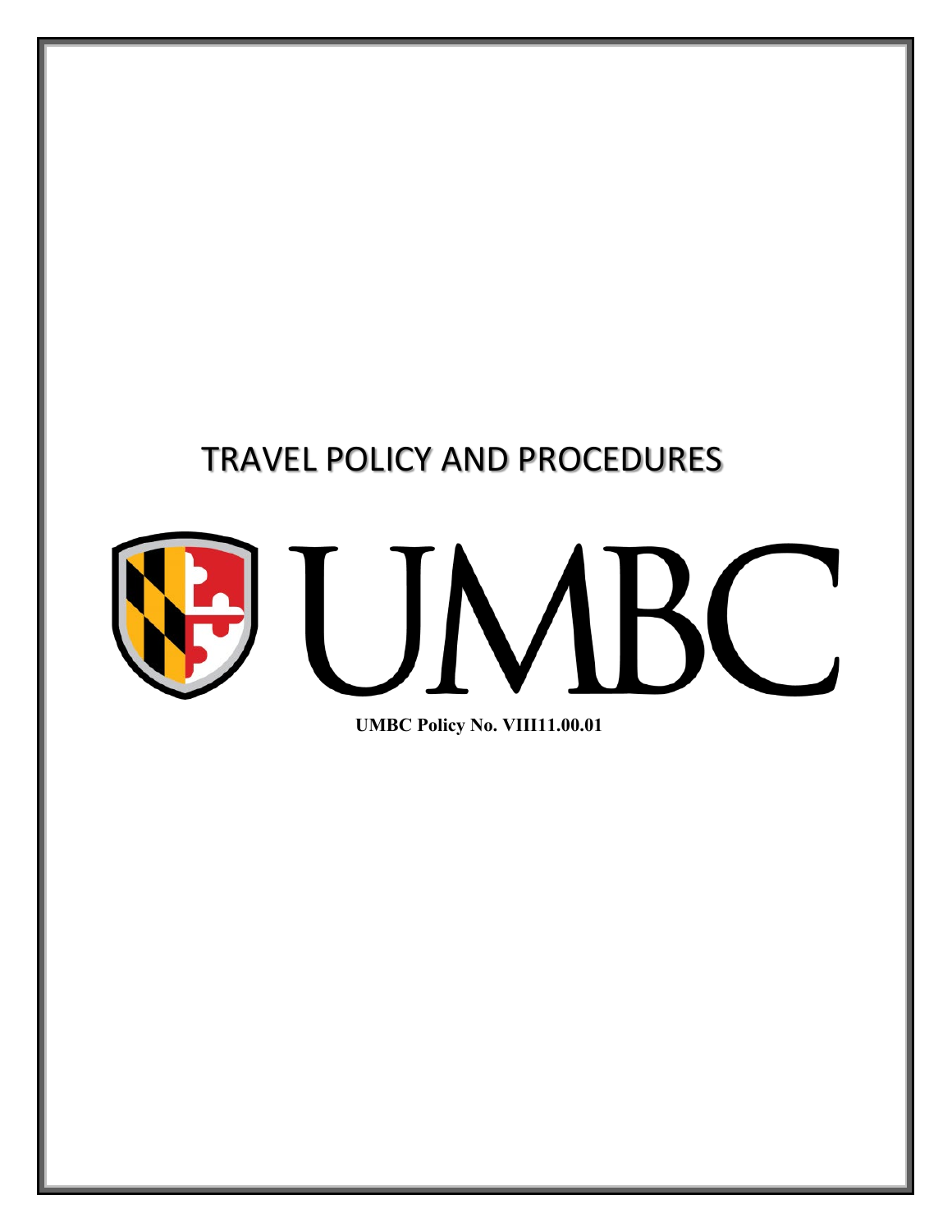# TRAVEL POLICY AND PROCEDURES

UMBC

**UMBC Policy No. VIII11.00.01**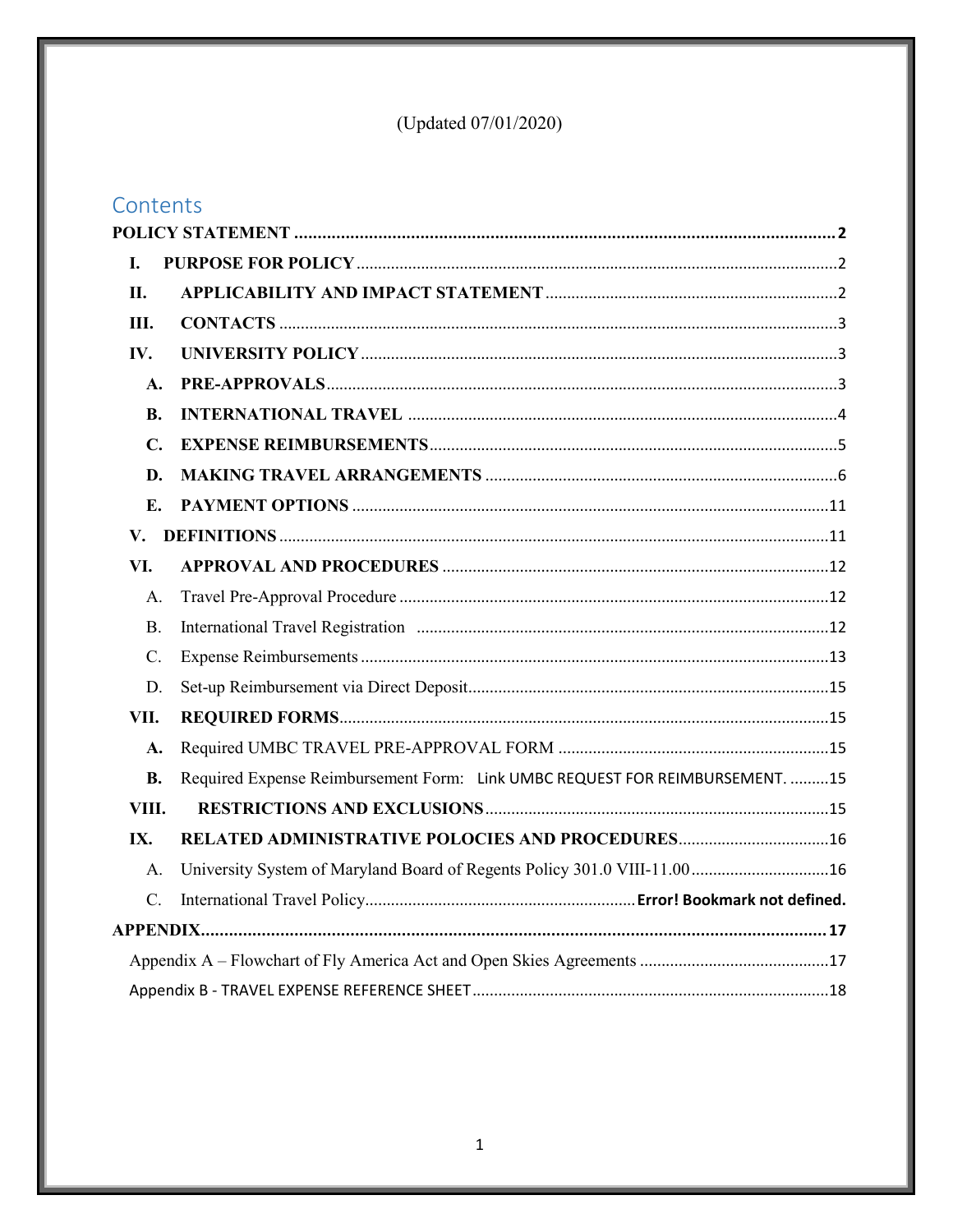(Updated 07/01/2020)

## Contents

**POLICY STATEMENT** .......... **2**

- **I. PURPOSE FOR POLICY** .......... 2
- **II. APPLICABILITY AND IMPACT STATEMENT** .......... 2
- **III. CONTACTS** .......... 3
- **IV. UNIVERSITY POLICY** .......... 3
  - **A. PRE-APPROVALS** .......... 3
  - **B. INTERNATIONAL TRAVEL** .......... 4
  - **C. EXPENSE REIMBURSEMENTS** .......... 5
  - **D. MAKING TRAVEL ARRANGEMENTS** .......... 6
  - **E. PAYMENT OPTIONS** .......... 11
- **V. DEFINITIONS** .......... 11
- **VI. APPROVAL AND PROCEDURES** .......... 12
  - A. Travel Pre-Approval Procedure .......... 12
  - B. International Travel Registration .......... 12
  - C. Expense Reimbursements .......... 13
  - D. Set-up Reimbursement via Direct Deposit .......... 15
- **VII. REQUIRED FORMS** .......... 15
  - **A.** Required UMBC TRAVEL PRE-APPROVAL FORM .......... 15
  - **B.** Required Expense Reimbursement Form: Link UMBC REQUEST FOR REIMBURSEMENT. .......... 15
- **VIII. RESTRICTIONS AND EXCLUSIONS** .......... 15
- **IX. RELATED ADMINISTRATIVE POLOCIES AND PROCEDURES** .......... 16
  - A. University System of Maryland Board of Regents Policy 301.0 VIII-11.00 .......... 16
  - C. International Travel Policy .......... **Error! Bookmark not defined.**

**APPENDIX** .......... **17**

- Appendix A – Flowchart of Fly America Act and Open Skies Agreements .......... 17
- Appendix B - TRAVEL EXPENSE REFERENCE SHEET .......... 18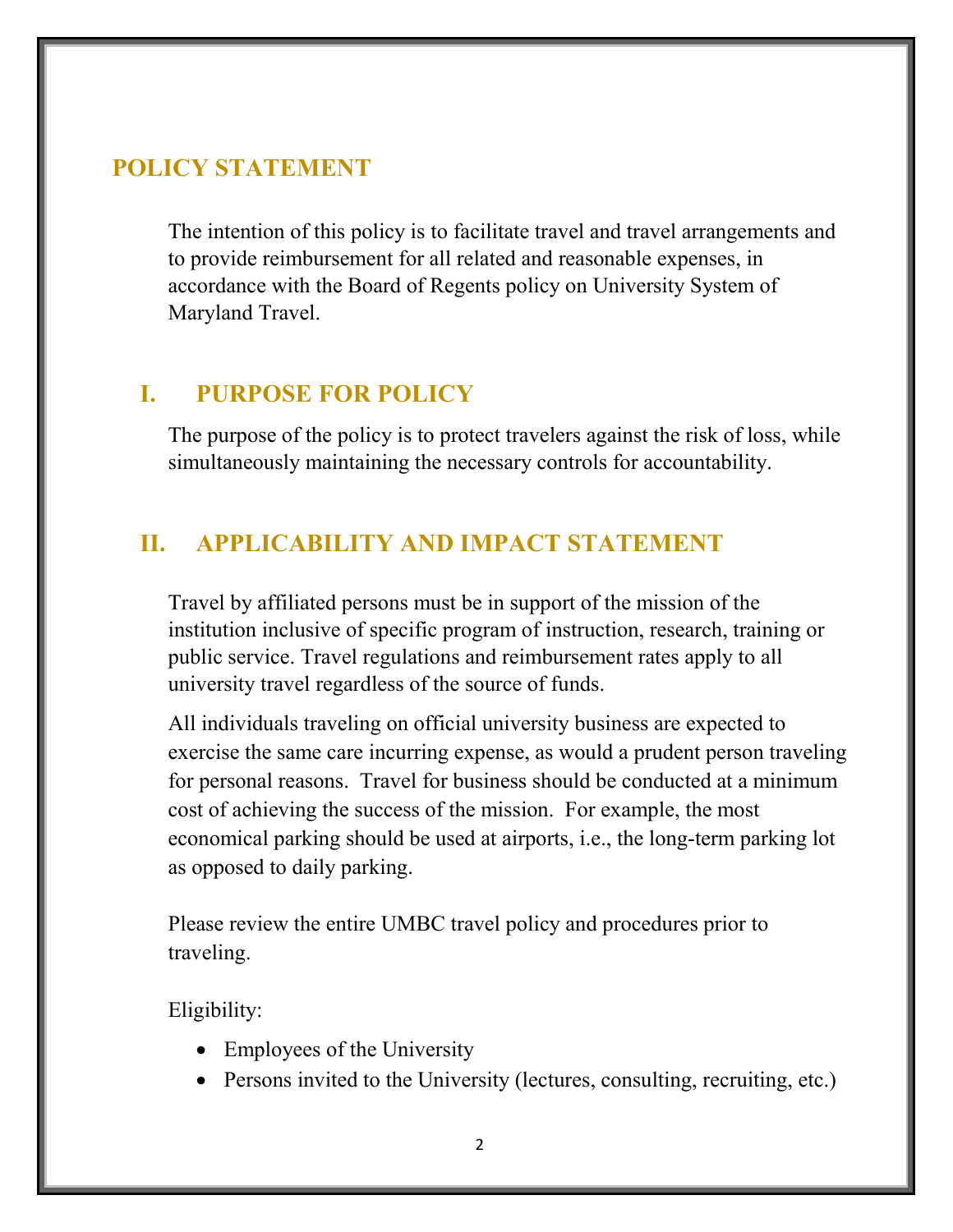## POLICY STATEMENT

The intention of this policy is to facilitate travel and travel arrangements and to provide reimbursement for all related and reasonable expenses, in accordance with the Board of Regents policy on University System of Maryland Travel.

## I. PURPOSE FOR POLICY

The purpose of the policy is to protect travelers against the risk of loss, while simultaneously maintaining the necessary controls for accountability.

## II. APPLICABILITY AND IMPACT STATEMENT

Travel by affiliated persons must be in support of the mission of the institution inclusive of specific program of instruction, research, training or public service. Travel regulations and reimbursement rates apply to all university travel regardless of the source of funds.

All individuals traveling on official university business are expected to exercise the same care incurring expense, as would a prudent person traveling for personal reasons. Travel for business should be conducted at a minimum cost of achieving the success of the mission. For example, the most economical parking should be used at airports, i.e., the long-term parking lot as opposed to daily parking.

Please review the entire UMBC travel policy and procedures prior to traveling.

Eligibility:

- Employees of the University
- Persons invited to the University (lectures, consulting, recruiting, etc.)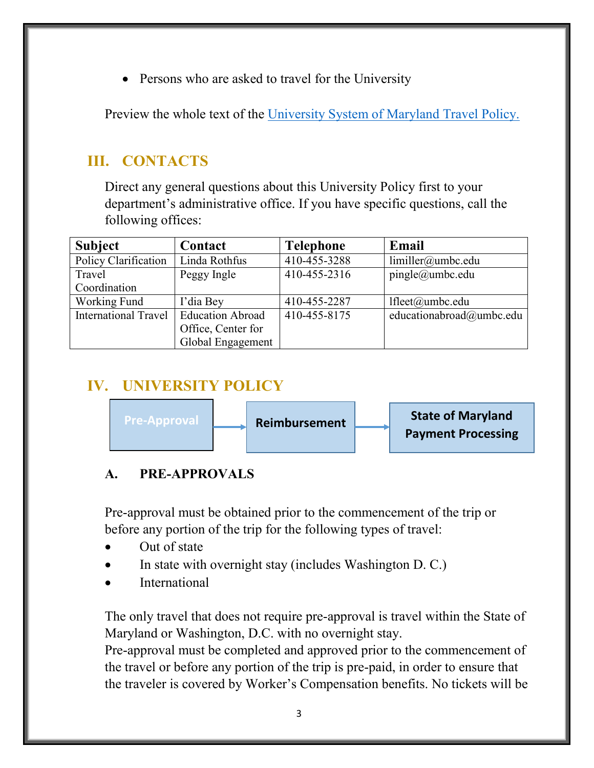- Persons who are asked to travel for the University

Preview the whole text of the University System of Maryland Travel Policy.

## III. CONTACTS

Direct any general questions about this University Policy first to your department's administrative office. If you have specific questions, call the following offices:

| Subject | Contact | Telephone | Email |
|---|---|---|---|
| Policy Clarification | Linda Rothfus | 410-455-3288 | limiller@umbc.edu |
| Travel Coordination | Peggy Ingle | 410-455-2316 | pingle@umbc.edu |
| Working Fund | I'dia Bey | 410-455-2287 | lfleet@umbc.edu |
| International Travel | Education Abroad Office, Center for Global Engagement | 410-455-8175 | educationabroad@umbc.edu |

## IV. UNIVERSITY POLICY

Pre-Approval → **Reimbursement** → **State of Maryland Payment Processing**

### A. PRE-APPROVALS

Pre-approval must be obtained prior to the commencement of the trip or before any portion of the trip for the following types of travel:

- Out of state
- In state with overnight stay (includes Washington D. C.)
- International

The only travel that does not require pre-approval is travel within the State of Maryland or Washington, D.C. with no overnight stay.
Pre-approval must be completed and approved prior to the commencement of the travel or before any portion of the trip is pre-paid, in order to ensure that the traveler is covered by Worker's Compensation benefits. No tickets will be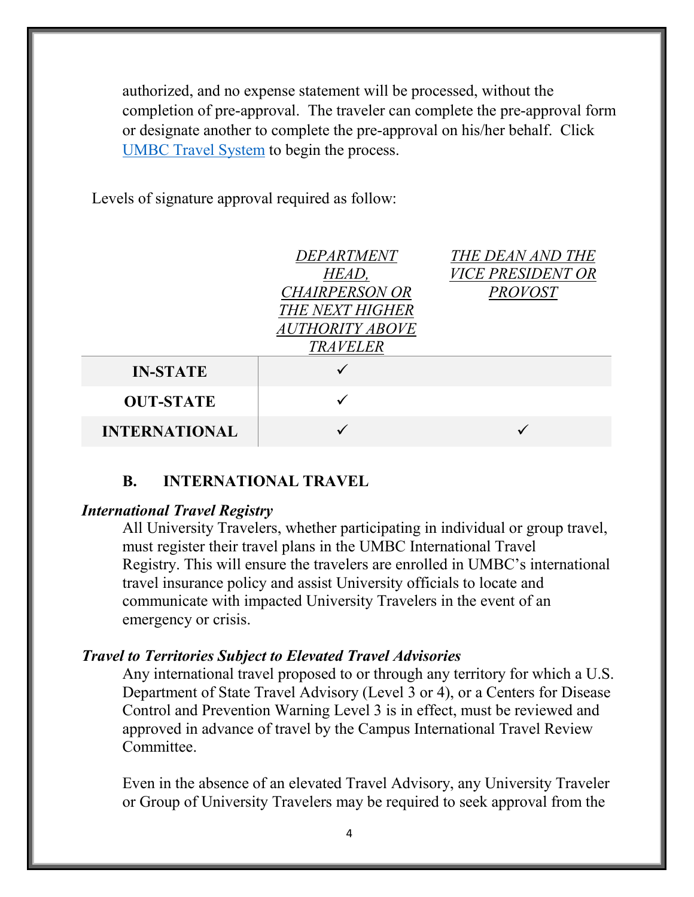authorized, and no expense statement will be processed, without the completion of pre-approval. The traveler can complete the pre-approval form or designate another to complete the pre-approval on his/her behalf. Click [UMBC Travel System]() to begin the process.

Levels of signature approval required as follow:

| | *DEPARTMENT HEAD, CHAIRPERSON OR THE NEXT HIGHER AUTHORITY ABOVE TRAVELER* | *THE DEAN AND THE VICE PRESIDENT OR PROVOST* |
|---|---|---|
| **IN-STATE** | ✓ | |
| **OUT-STATE** | ✓ | |
| **INTERNATIONAL** | ✓ | ✓ |

### B. INTERNATIONAL TRAVEL

***International Travel Registry***

All University Travelers, whether participating in individual or group travel, must register their travel plans in the UMBC International Travel Registry. This will ensure the travelers are enrolled in UMBC's international travel insurance policy and assist University officials to locate and communicate with impacted University Travelers in the event of an emergency or crisis.

***Travel to Territories Subject to Elevated Travel Advisories***

Any international travel proposed to or through any territory for which a U.S. Department of State Travel Advisory (Level 3 or 4), or a Centers for Disease Control and Prevention Warning Level 3 is in effect, must be reviewed and approved in advance of travel by the Campus International Travel Review Committee.

Even in the absence of an elevated Travel Advisory, any University Traveler or Group of University Travelers may be required to seek approval from the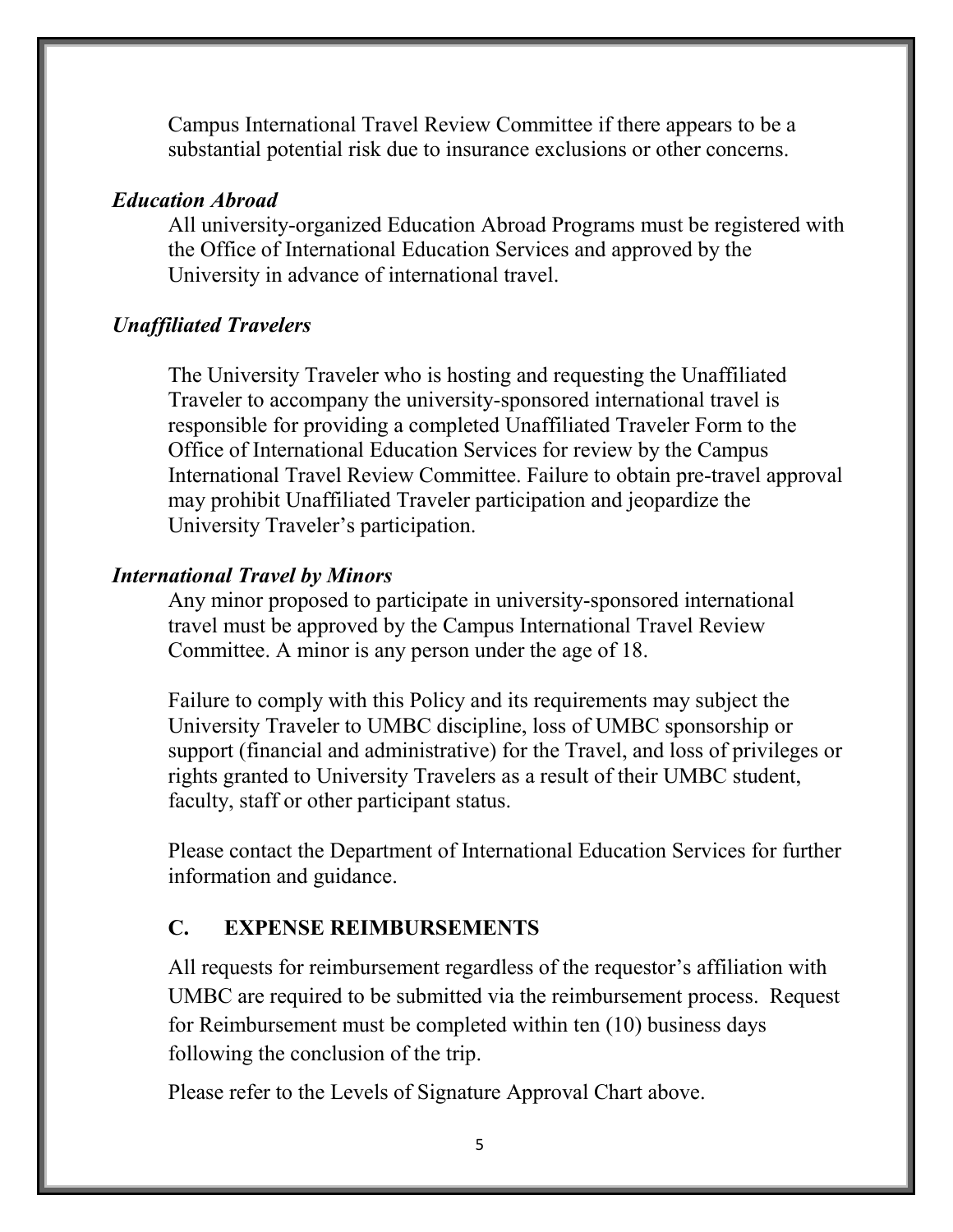Campus International Travel Review Committee if there appears to be a substantial potential risk due to insurance exclusions or other concerns.

***Education Abroad***

All university-organized Education Abroad Programs must be registered with the Office of International Education Services and approved by the University in advance of international travel.

***Unaffiliated Travelers***

The University Traveler who is hosting and requesting the Unaffiliated Traveler to accompany the university-sponsored international travel is responsible for providing a completed Unaffiliated Traveler Form to the Office of International Education Services for review by the Campus International Travel Review Committee. Failure to obtain pre-travel approval may prohibit Unaffiliated Traveler participation and jeopardize the University Traveler's participation.

***International Travel by Minors***

Any minor proposed to participate in university-sponsored international travel must be approved by the Campus International Travel Review Committee. A minor is any person under the age of 18.

Failure to comply with this Policy and its requirements may subject the University Traveler to UMBC discipline, loss of UMBC sponsorship or support (financial and administrative) for the Travel, and loss of privileges or rights granted to University Travelers as a result of their UMBC student, faculty, staff or other participant status.

Please contact the Department of International Education Services for further information and guidance.

## C. EXPENSE REIMBURSEMENTS

All requests for reimbursement regardless of the requestor's affiliation with UMBC are required to be submitted via the reimbursement process. Request for Reimbursement must be completed within ten (10) business days following the conclusion of the trip.

Please refer to the Levels of Signature Approval Chart above.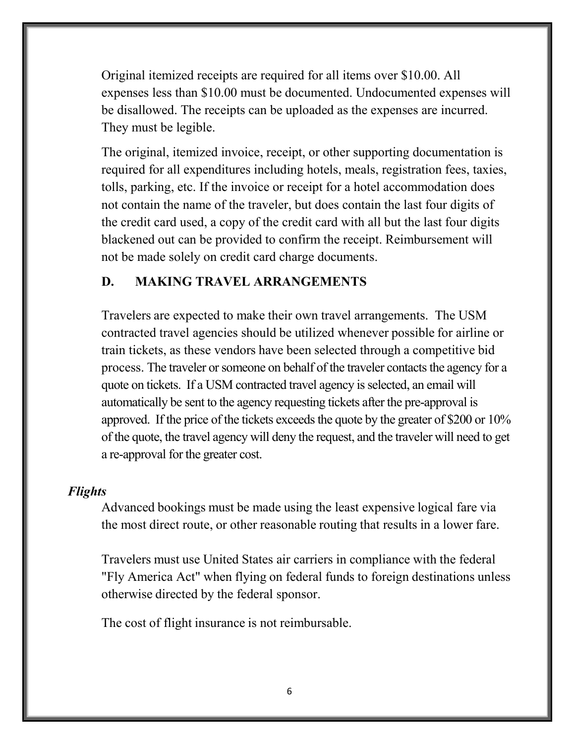Original itemized receipts are required for all items over $10.00. All expenses less than $10.00 must be documented. Undocumented expenses will be disallowed. The receipts can be uploaded as the expenses are incurred. They must be legible.

The original, itemized invoice, receipt, or other supporting documentation is required for all expenditures including hotels, meals, registration fees, taxies, tolls, parking, etc. If the invoice or receipt for a hotel accommodation does not contain the name of the traveler, but does contain the last four digits of the credit card used, a copy of the credit card with all but the last four digits blackened out can be provided to confirm the receipt. Reimbursement will not be made solely on credit card charge documents.

## D. MAKING TRAVEL ARRANGEMENTS

Travelers are expected to make their own travel arrangements. The USM contracted travel agencies should be utilized whenever possible for airline or train tickets, as these vendors have been selected through a competitive bid process. The traveler or someone on behalf of the traveler contacts the agency for a quote on tickets. If a USM contracted travel agency is selected, an email will automatically be sent to the agency requesting tickets after the pre-approval is approved. If the price of the tickets exceeds the quote by the greater of $200 or 10% of the quote, the travel agency will deny the request, and the traveler will need to get a re-approval for the greater cost.

### *Flights*

Advanced bookings must be made using the least expensive logical fare via the most direct route, or other reasonable routing that results in a lower fare.

Travelers must use United States air carriers in compliance with the federal "Fly America Act" when flying on federal funds to foreign destinations unless otherwise directed by the federal sponsor.

The cost of flight insurance is not reimbursable.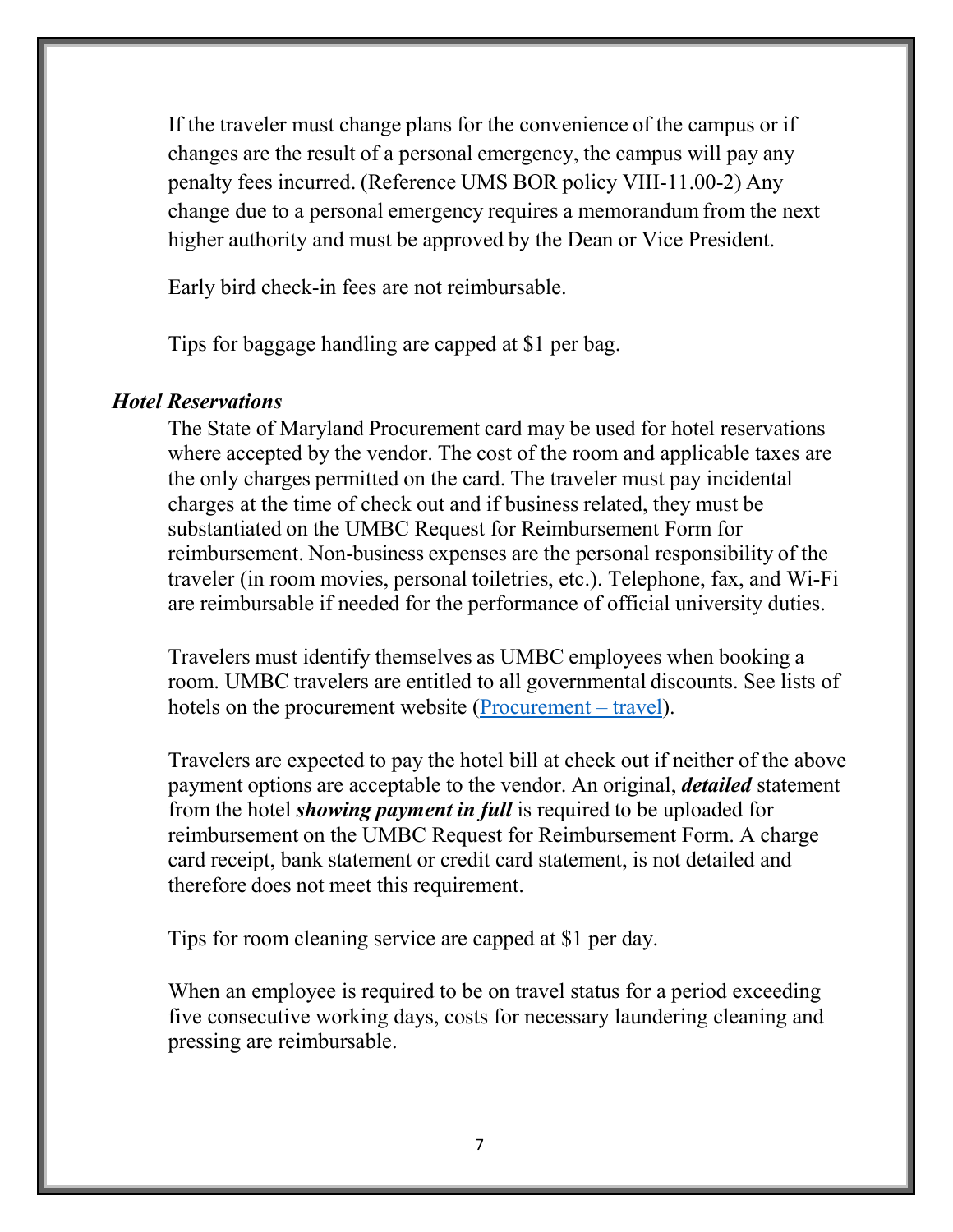If the traveler must change plans for the convenience of the campus or if changes are the result of a personal emergency, the campus will pay any penalty fees incurred. (Reference UMS BOR policy VIII-11.00-2) Any change due to a personal emergency requires a memorandum from the next higher authority and must be approved by the Dean or Vice President.

Early bird check-in fees are not reimbursable.

Tips for baggage handling are capped at $1 per bag.

### *Hotel Reservations*

The State of Maryland Procurement card may be used for hotel reservations where accepted by the vendor. The cost of the room and applicable taxes are the only charges permitted on the card. The traveler must pay incidental charges at the time of check out and if business related, they must be substantiated on the UMBC Request for Reimbursement Form for reimbursement. Non-business expenses are the personal responsibility of the traveler (in room movies, personal toiletries, etc.). Telephone, fax, and Wi-Fi are reimbursable if needed for the performance of official university duties.

Travelers must identify themselves as UMBC employees when booking a room. UMBC travelers are entitled to all governmental discounts. See lists of hotels on the procurement website (Procurement – travel).

Travelers are expected to pay the hotel bill at check out if neither of the above payment options are acceptable to the vendor. An original, ***detailed*** statement from the hotel ***showing payment in full*** is required to be uploaded for reimbursement on the UMBC Request for Reimbursement Form. A charge card receipt, bank statement or credit card statement, is not detailed and therefore does not meet this requirement.

Tips for room cleaning service are capped at $1 per day.

When an employee is required to be on travel status for a period exceeding five consecutive working days, costs for necessary laundering cleaning and pressing are reimbursable.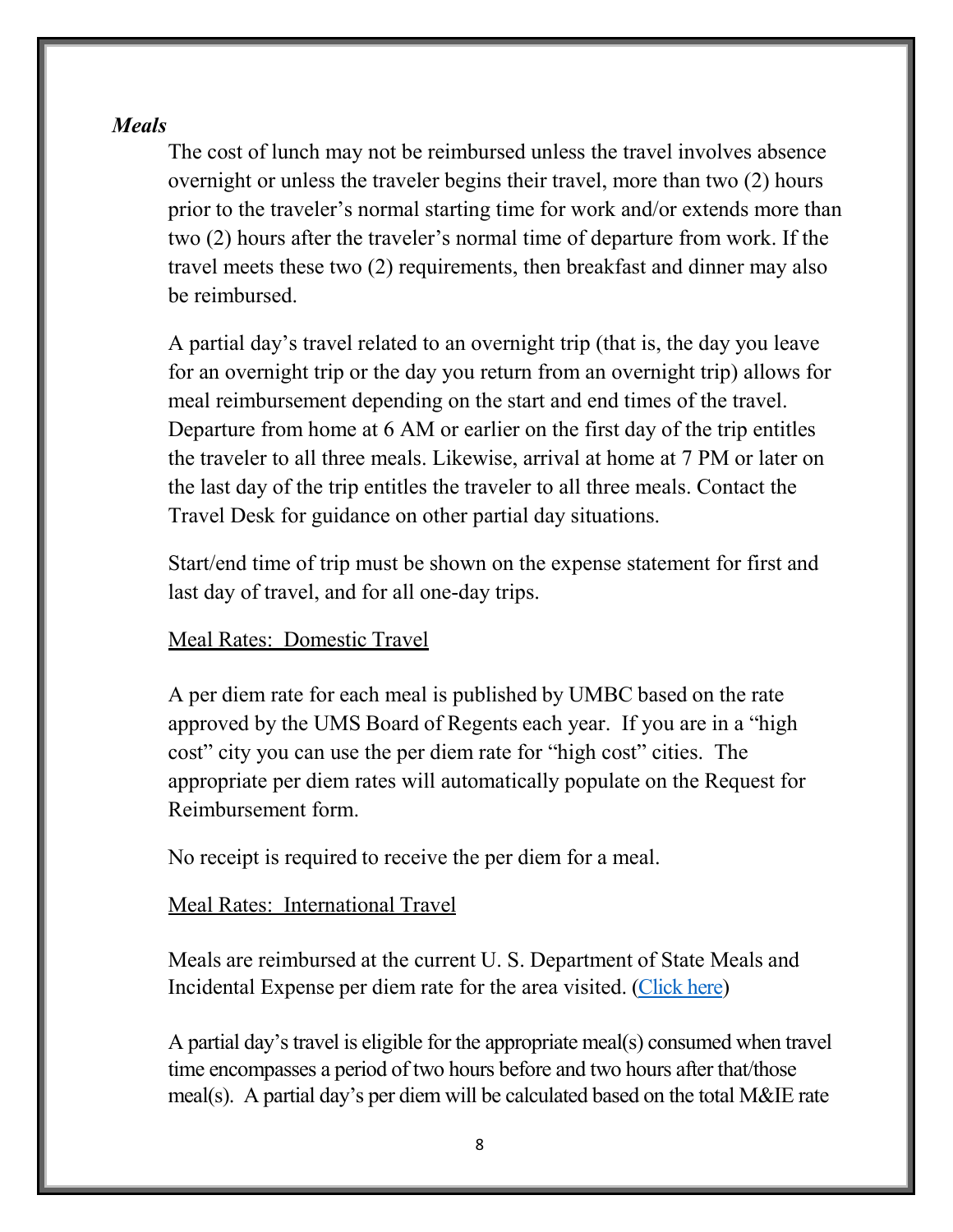***Meals***

The cost of lunch may not be reimbursed unless the travel involves absence overnight or unless the traveler begins their travel, more than two (2) hours prior to the traveler's normal starting time for work and/or extends more than two (2) hours after the traveler's normal time of departure from work. If the travel meets these two (2) requirements, then breakfast and dinner may also be reimbursed.

A partial day's travel related to an overnight trip (that is, the day you leave for an overnight trip or the day you return from an overnight trip) allows for meal reimbursement depending on the start and end times of the travel. Departure from home at 6 AM or earlier on the first day of the trip entitles the traveler to all three meals. Likewise, arrival at home at 7 PM or later on the last day of the trip entitles the traveler to all three meals. Contact the Travel Desk for guidance on other partial day situations.

Start/end time of trip must be shown on the expense statement for first and last day of travel, and for all one-day trips.

<u>Meal Rates: Domestic Travel</u>

A per diem rate for each meal is published by UMBC based on the rate approved by the UMS Board of Regents each year. If you are in a "high cost" city you can use the per diem rate for "high cost" cities. The appropriate per diem rates will automatically populate on the Request for Reimbursement form.

No receipt is required to receive the per diem for a meal.

<u>Meal Rates: International Travel</u>

Meals are reimbursed at the current U. S. Department of State Meals and Incidental Expense per diem rate for the area visited. (Click here)

A partial day's travel is eligible for the appropriate meal(s) consumed when travel time encompasses a period of two hours before and two hours after that/those meal(s). A partial day's per diem will be calculated based on the total M&IE rate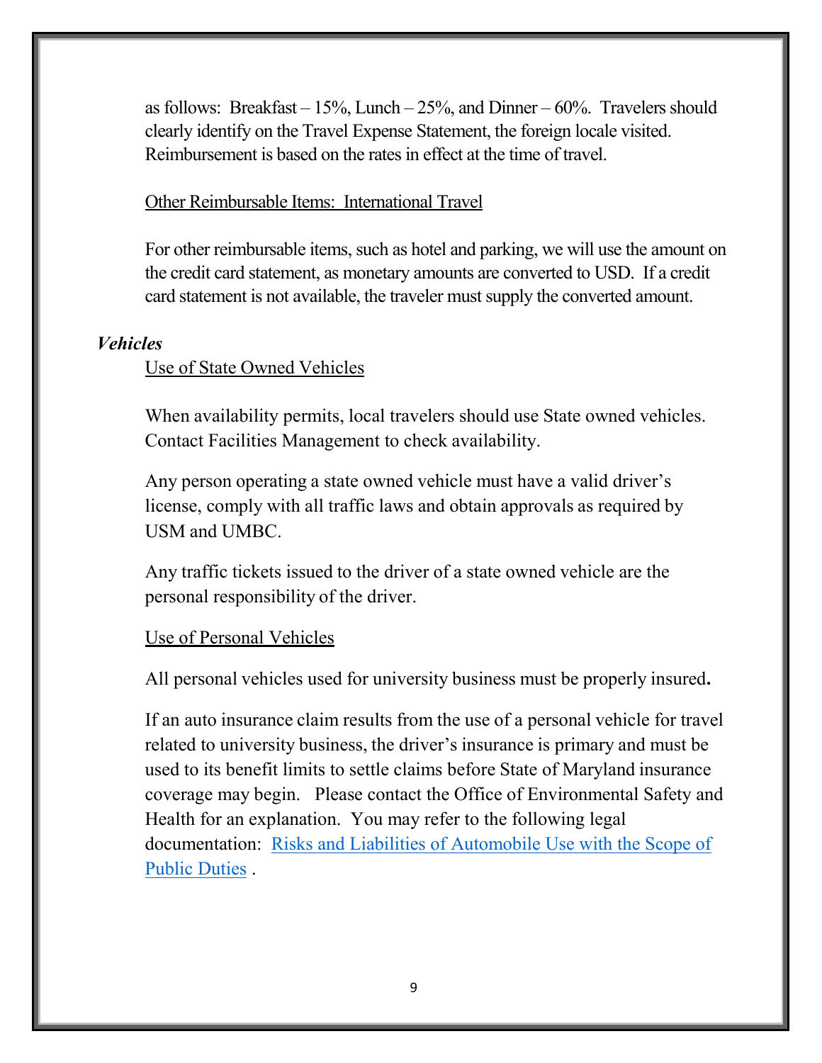as follows: Breakfast – 15%, Lunch – 25%, and Dinner – 60%. Travelers should clearly identify on the Travel Expense Statement, the foreign locale visited. Reimbursement is based on the rates in effect at the time of travel.

Other Reimbursable Items: International Travel

For other reimbursable items, such as hotel and parking, we will use the amount on the credit card statement, as monetary amounts are converted to USD. If a credit card statement is not available, the traveler must supply the converted amount.

### *Vehicles*

Use of State Owned Vehicles

When availability permits, local travelers should use State owned vehicles. Contact Facilities Management to check availability.

Any person operating a state owned vehicle must have a valid driver's license, comply with all traffic laws and obtain approvals as required by USM and UMBC.

Any traffic tickets issued to the driver of a state owned vehicle are the personal responsibility of the driver.

Use of Personal Vehicles

All personal vehicles used for university business must be properly insured**.**

If an auto insurance claim results from the use of a personal vehicle for travel related to university business, the driver's insurance is primary and must be used to its benefit limits to settle claims before State of Maryland insurance coverage may begin. Please contact the Office of Environmental Safety and Health for an explanation. You may refer to the following legal documentation: Risks and Liabilities of Automobile Use with the Scope of Public Duties .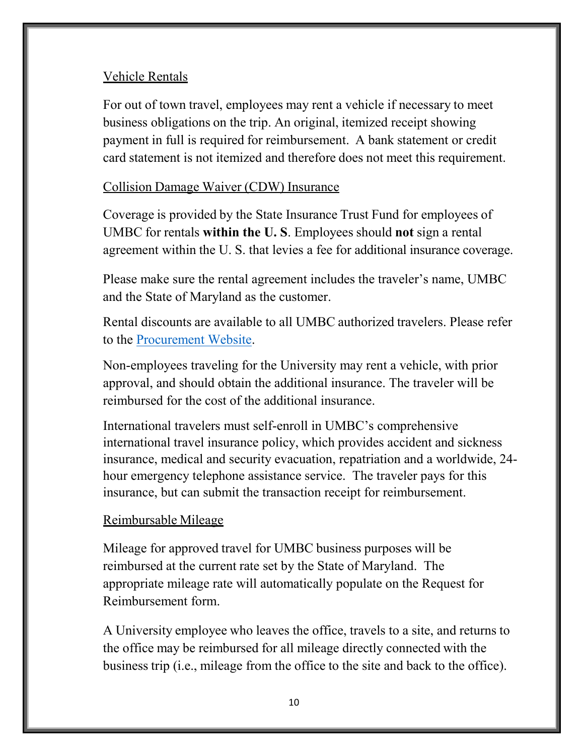## Vehicle Rentals

For out of town travel, employees may rent a vehicle if necessary to meet business obligations on the trip. An original, itemized receipt showing payment in full is required for reimbursement. A bank statement or credit card statement is not itemized and therefore does not meet this requirement.

## Collision Damage Waiver (CDW) Insurance

Coverage is provided by the State Insurance Trust Fund for employees of UMBC for rentals **within the U. S**. Employees should **not** sign a rental agreement within the U. S. that levies a fee for additional insurance coverage.

Please make sure the rental agreement includes the traveler's name, UMBC and the State of Maryland as the customer.

Rental discounts are available to all UMBC authorized travelers. Please refer to the Procurement Website.

Non-employees traveling for the University may rent a vehicle, with prior approval, and should obtain the additional insurance. The traveler will be reimbursed for the cost of the additional insurance.

International travelers must self-enroll in UMBC's comprehensive international travel insurance policy, which provides accident and sickness insurance, medical and security evacuation, repatriation and a worldwide, 24-hour emergency telephone assistance service. The traveler pays for this insurance, but can submit the transaction receipt for reimbursement.

## Reimbursable Mileage

Mileage for approved travel for UMBC business purposes will be reimbursed at the current rate set by the State of Maryland. The appropriate mileage rate will automatically populate on the Request for Reimbursement form.

A University employee who leaves the office, travels to a site, and returns to the office may be reimbursed for all mileage directly connected with the business trip (i.e., mileage from the office to the site and back to the office).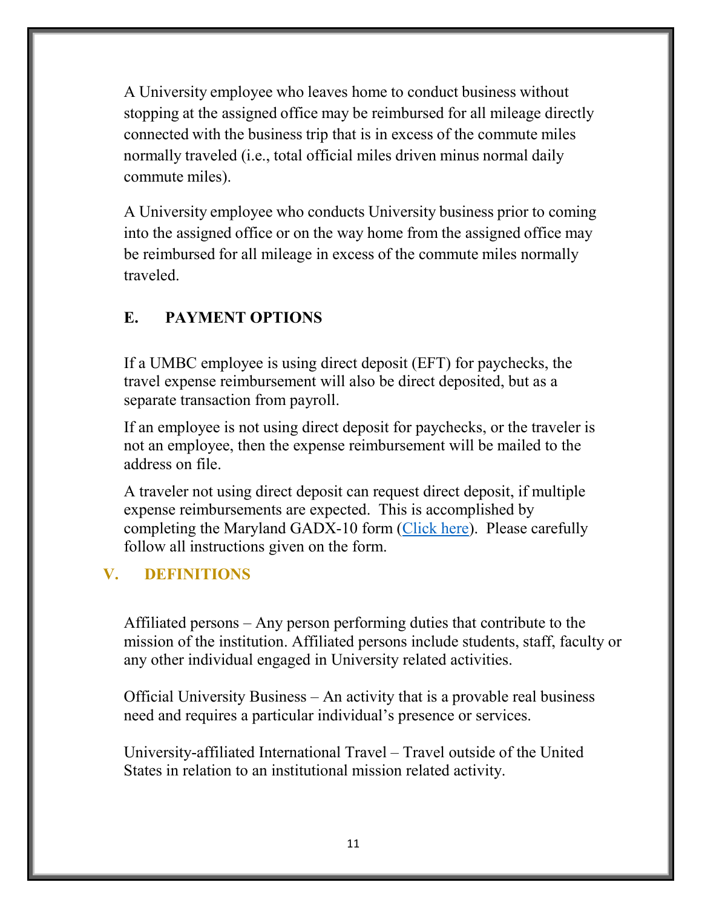A University employee who leaves home to conduct business without stopping at the assigned office may be reimbursed for all mileage directly connected with the business trip that is in excess of the commute miles normally traveled (i.e., total official miles driven minus normal daily commute miles).

A University employee who conducts University business prior to coming into the assigned office or on the way home from the assigned office may be reimbursed for all mileage in excess of the commute miles normally traveled.

### E. PAYMENT OPTIONS

If a UMBC employee is using direct deposit (EFT) for paychecks, the travel expense reimbursement will also be direct deposited, but as a separate transaction from payroll.

If an employee is not using direct deposit for paychecks, or the traveler is not an employee, then the expense reimbursement will be mailed to the address on file.

A traveler not using direct deposit can request direct deposit, if multiple expense reimbursements are expected. This is accomplished by completing the Maryland GADX-10 form (Click here). Please carefully follow all instructions given on the form.

## V. DEFINITIONS

Affiliated persons – Any person performing duties that contribute to the mission of the institution. Affiliated persons include students, staff, faculty or any other individual engaged in University related activities.

Official University Business – An activity that is a provable real business need and requires a particular individual's presence or services.

University-affiliated International Travel – Travel outside of the United States in relation to an institutional mission related activity.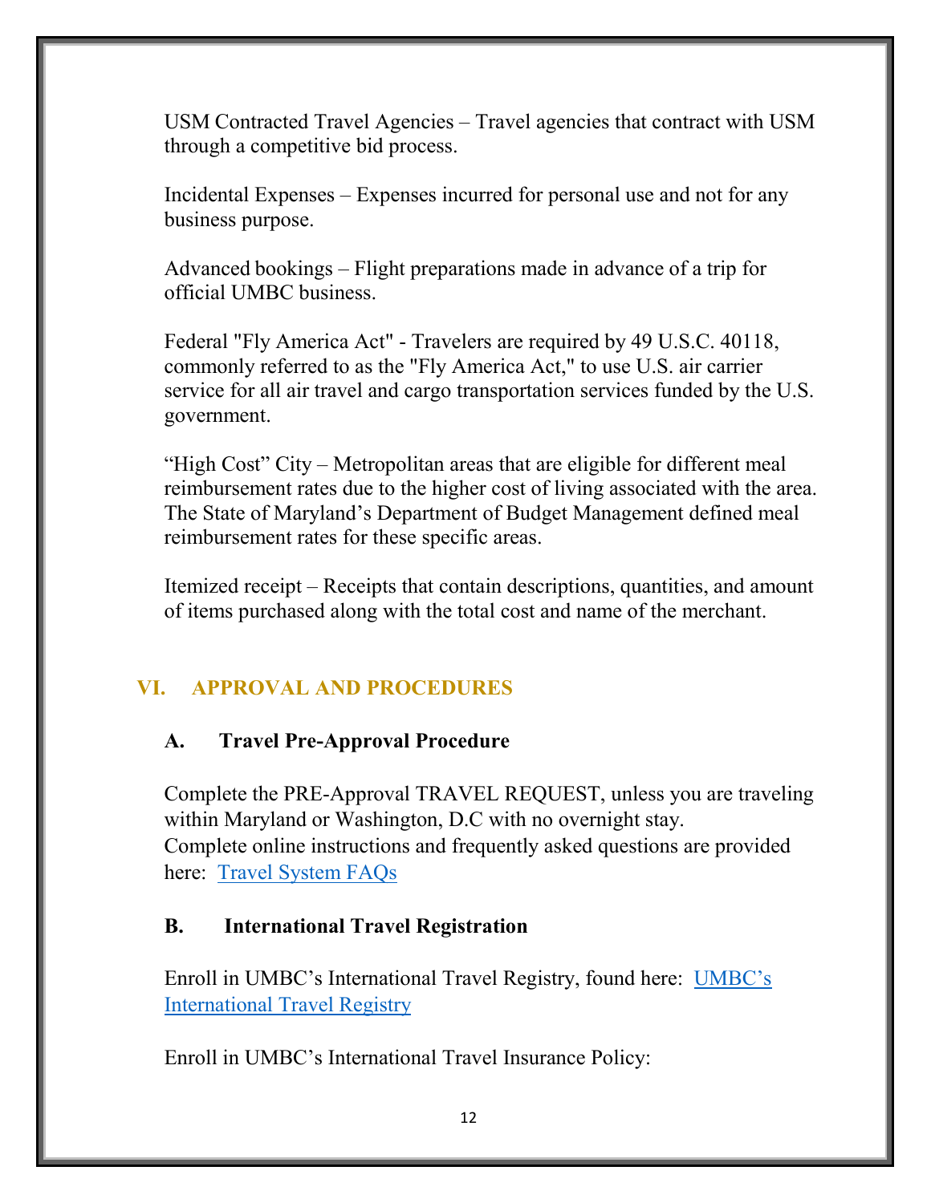USM Contracted Travel Agencies – Travel agencies that contract with USM through a competitive bid process.

Incidental Expenses – Expenses incurred for personal use and not for any business purpose.

Advanced bookings – Flight preparations made in advance of a trip for official UMBC business.

Federal "Fly America Act" - Travelers are required by 49 U.S.C. 40118, commonly referred to as the "Fly America Act," to use U.S. air carrier service for all air travel and cargo transportation services funded by the U.S. government.

"High Cost" City – Metropolitan areas that are eligible for different meal reimbursement rates due to the higher cost of living associated with the area. The State of Maryland's Department of Budget Management defined meal reimbursement rates for these specific areas.

Itemized receipt – Receipts that contain descriptions, quantities, and amount of items purchased along with the total cost and name of the merchant.

## VI. APPROVAL AND PROCEDURES

### A. Travel Pre-Approval Procedure

Complete the PRE-Approval TRAVEL REQUEST, unless you are traveling within Maryland or Washington, D.C with no overnight stay.
Complete online instructions and frequently asked questions are provided here: Travel System FAQs

### B. International Travel Registration

Enroll in UMBC's International Travel Registry, found here: UMBC's International Travel Registry

Enroll in UMBC's International Travel Insurance Policy: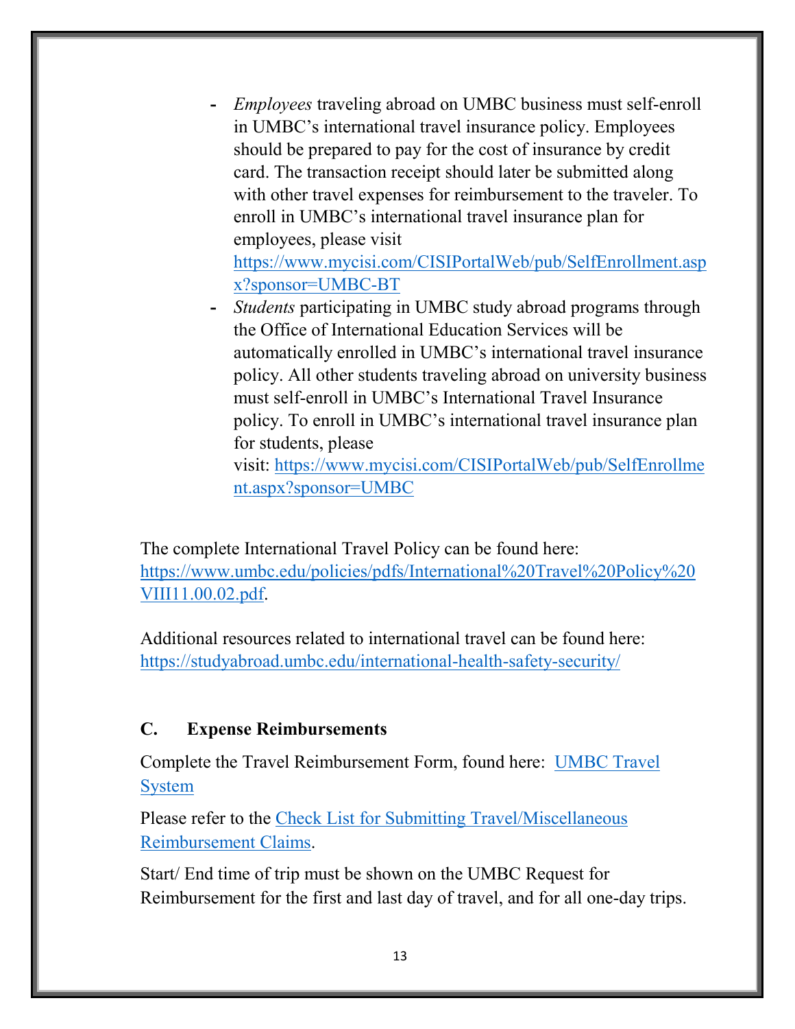- *Employees* traveling abroad on UMBC business must self-enroll in UMBC's international travel insurance policy. Employees should be prepared to pay for the cost of insurance by credit card. The transaction receipt should later be submitted along with other travel expenses for reimbursement to the traveler. To enroll in UMBC's international travel insurance plan for employees, please visit [https://www.mycisi.com/CISIPortalWeb/pub/SelfEnrollment.aspx?sponsor=UMBC-BT](https://www.mycisi.com/CISIPortalWeb/pub/SelfEnrollment.aspx?sponsor=UMBC-BT)
- *Students* participating in UMBC study abroad programs through the Office of International Education Services will be automatically enrolled in UMBC's international travel insurance policy. All other students traveling abroad on university business must self-enroll in UMBC's International Travel Insurance policy. To enroll in UMBC's international travel insurance plan for students, please visit: [https://www.mycisi.com/CISIPortalWeb/pub/SelfEnrollment.aspx?sponsor=UMBC](https://www.mycisi.com/CISIPortalWeb/pub/SelfEnrollment.aspx?sponsor=UMBC)

The complete International Travel Policy can be found here: [https://www.umbc.edu/policies/pdfs/International%20Travel%20Policy%20VIII11.00.02.pdf](https://www.umbc.edu/policies/pdfs/International%20Travel%20Policy%20VIII11.00.02.pdf).

Additional resources related to international travel can be found here: [https://studyabroad.umbc.edu/international-health-safety-security/](https://studyabroad.umbc.edu/international-health-safety-security/)

## C. Expense Reimbursements

Complete the Travel Reimbursement Form, found here: UMBC Travel System

Please refer to the Check List for Submitting Travel/Miscellaneous Reimbursement Claims.

Start/ End time of trip must be shown on the UMBC Request for Reimbursement for the first and last day of travel, and for all one-day trips.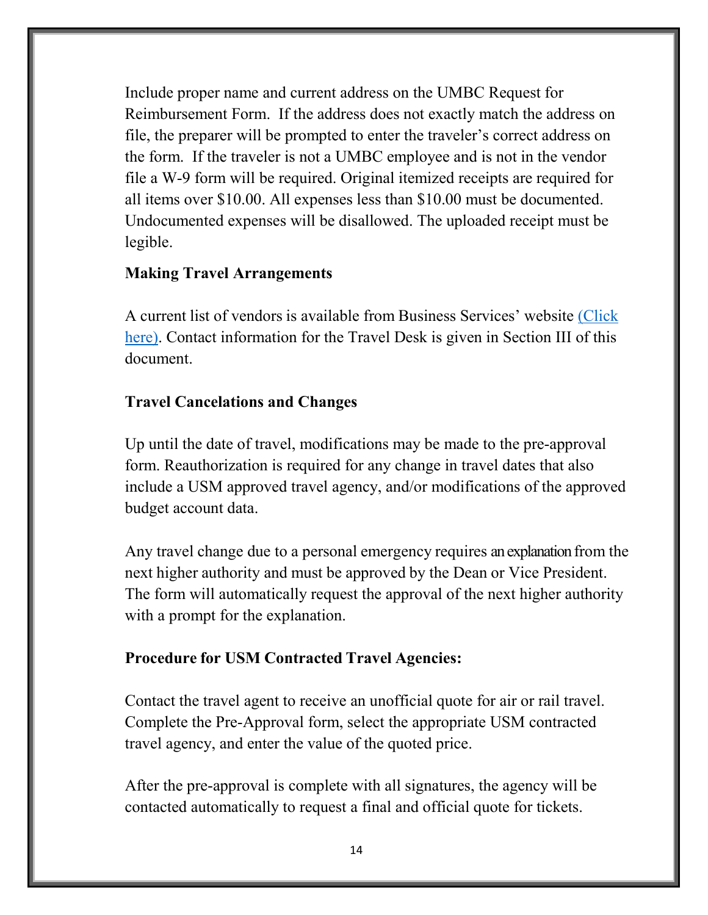Include proper name and current address on the UMBC Request for Reimbursement Form. If the address does not exactly match the address on file, the preparer will be prompted to enter the traveler's correct address on the form. If the traveler is not a UMBC employee and is not in the vendor file a W-9 form will be required. Original itemized receipts are required for all items over $10.00. All expenses less than $10.00 must be documented. Undocumented expenses will be disallowed. The uploaded receipt must be legible.

**Making Travel Arrangements**

A current list of vendors is available from Business Services' website (Click here). Contact information for the Travel Desk is given in Section III of this document.

**Travel Cancelations and Changes**

Up until the date of travel, modifications may be made to the pre-approval form. Reauthorization is required for any change in travel dates that also include a USM approved travel agency, and/or modifications of the approved budget account data.

Any travel change due to a personal emergency requires an explanation from the next higher authority and must be approved by the Dean or Vice President. The form will automatically request the approval of the next higher authority with a prompt for the explanation.

**Procedure for USM Contracted Travel Agencies:**

Contact the travel agent to receive an unofficial quote for air or rail travel. Complete the Pre-Approval form, select the appropriate USM contracted travel agency, and enter the value of the quoted price.

After the pre-approval is complete with all signatures, the agency will be contacted automatically to request a final and official quote for tickets.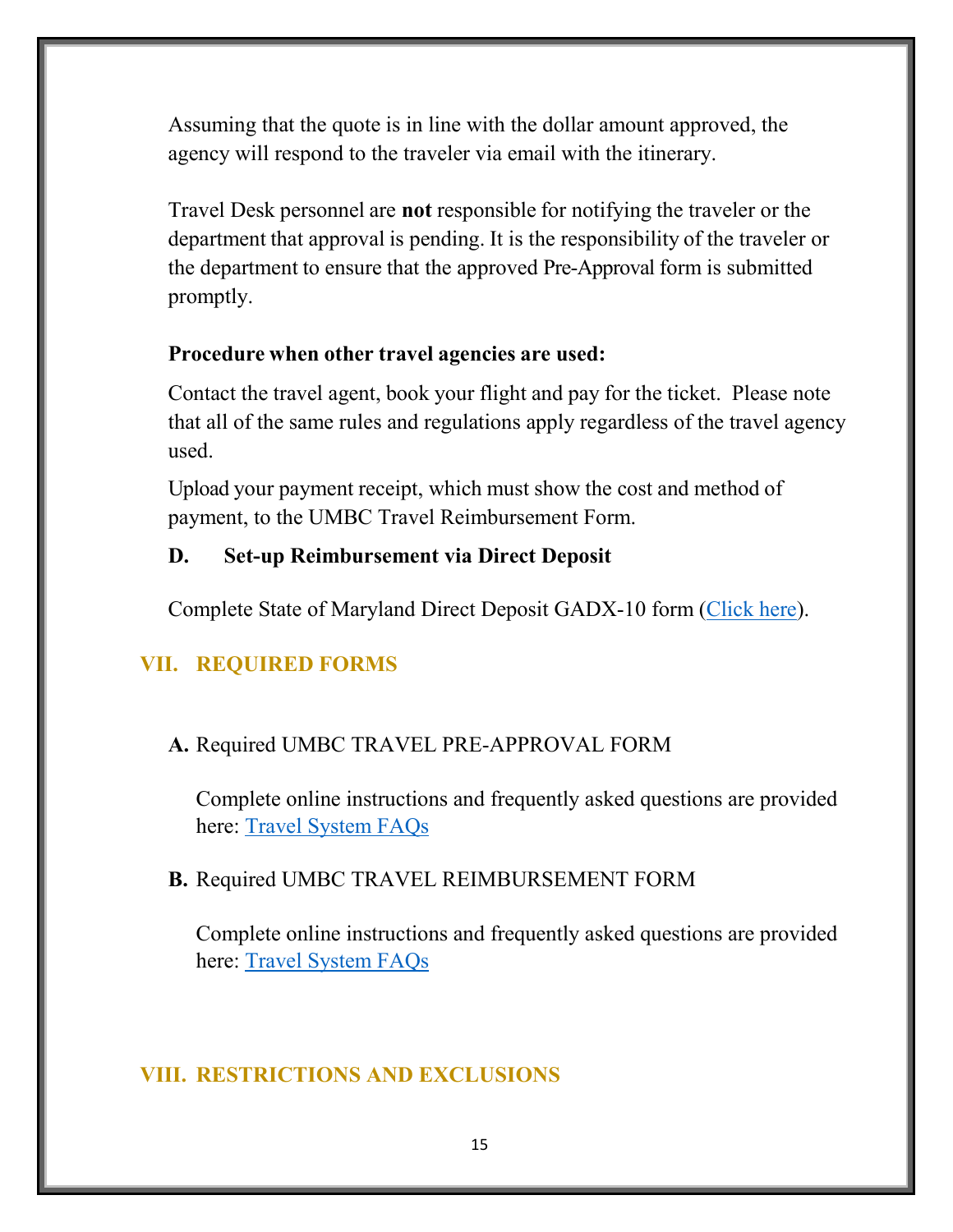Assuming that the quote is in line with the dollar amount approved, the agency will respond to the traveler via email with the itinerary.

Travel Desk personnel are **not** responsible for notifying the traveler or the department that approval is pending. It is the responsibility of the traveler or the department to ensure that the approved Pre-Approval form is submitted promptly.

**Procedure when other travel agencies are used:**

Contact the travel agent, book your flight and pay for the ticket. Please note that all of the same rules and regulations apply regardless of the travel agency used.

Upload your payment receipt, which must show the cost and method of payment, to the UMBC Travel Reimbursement Form.

### D. Set-up Reimbursement via Direct Deposit

Complete State of Maryland Direct Deposit GADX-10 form (Click here).

## VII. REQUIRED FORMS

**A.** Required UMBC TRAVEL PRE-APPROVAL FORM

Complete online instructions and frequently asked questions are provided here: Travel System FAQs

**B.** Required UMBC TRAVEL REIMBURSEMENT FORM

Complete online instructions and frequently asked questions are provided here: Travel System FAQs

## VIII. RESTRICTIONS AND EXCLUSIONS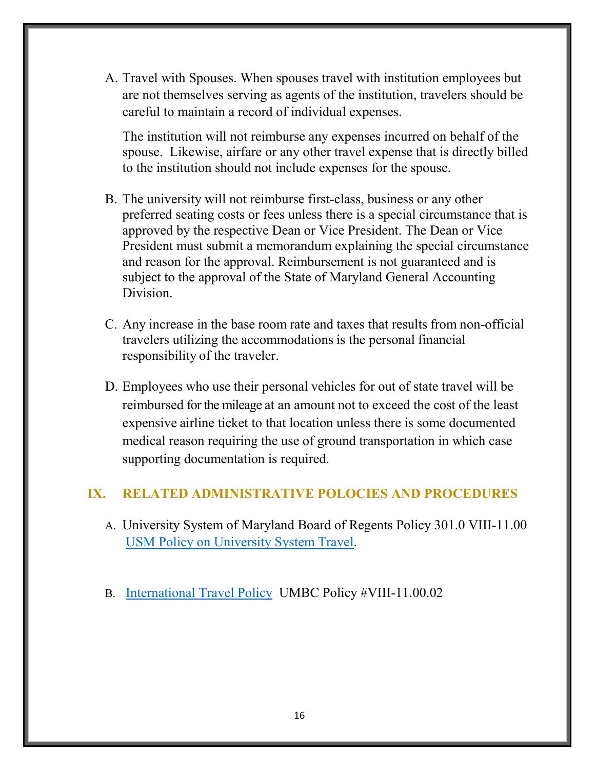A. Travel with Spouses. When spouses travel with institution employees but are not themselves serving as agents of the institution, travelers should be careful to maintain a record of individual expenses.

   The institution will not reimburse any expenses incurred on behalf of the spouse. Likewise, airfare or any other travel expense that is directly billed to the institution should not include expenses for the spouse.

B. The university will not reimburse first-class, business or any other preferred seating costs or fees unless there is a special circumstance that is approved by the respective Dean or Vice President. The Dean or Vice President must submit a memorandum explaining the special circumstance and reason for the approval. Reimbursement is not guaranteed and is subject to the approval of the State of Maryland General Accounting Division.

C. Any increase in the base room rate and taxes that results from non-official travelers utilizing the accommodations is the personal financial responsibility of the traveler.

D. Employees who use their personal vehicles for out of state travel will be reimbursed for the mileage at an amount not to exceed the cost of the least expensive airline ticket to that location unless there is some documented medical reason requiring the use of ground transportation in which case supporting documentation is required.

## IX. RELATED ADMINISTRATIVE POLOCIES AND PROCEDURES

A. University System of Maryland Board of Regents Policy 301.0 VIII-11.00 USM Policy on University System Travel.

B. International Travel Policy UMBC Policy #VIII-11.00.02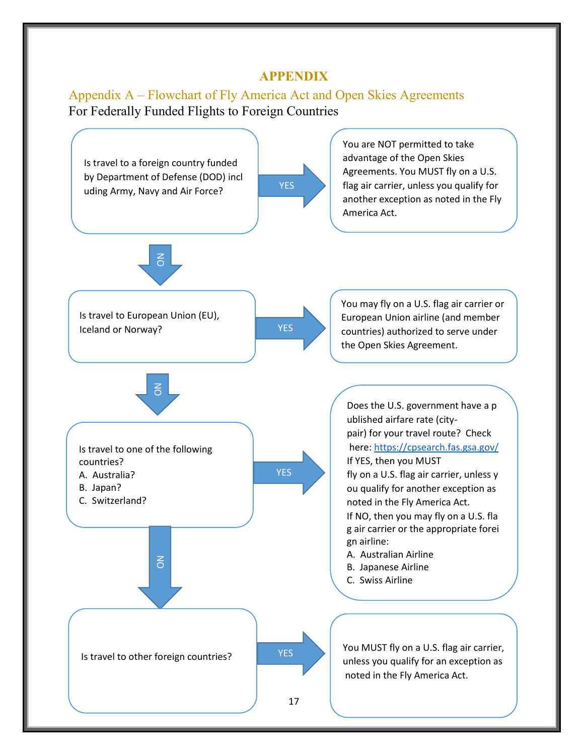# APPENDIX

## Appendix A – Flowchart of Fly America Act and Open Skies Agreements

For Federally Funded Flights to Foreign Countries

**Is travel to a foreign country funded by Department of Defense (DOD) including Army, Navy and Air Force?**

- **YES** → You are NOT permitted to take advantage of the Open Skies Agreements. You MUST fly on a U.S. flag air carrier, unless you qualify for another exception as noted in the Fly America Act.
- **NO** ↓

**Is travel to European Union (EU), Iceland or Norway?**

- **YES** → You may fly on a U.S. flag air carrier or European Union airline (and member countries) authorized to serve under the Open Skies Agreement.
- **NO** ↓

**Is travel to one of the following countries?**
A. Australia?
B. Japan?
C. Switzerland?

- **YES** → Does the U.S. government have a published airfare rate (city-pair) for your travel route? Check here: https://cpsearch.fas.gsa.gov/
  If YES, then you MUST fly on a U.S. flag air carrier, unless you qualify for another exception as noted in the Fly America Act.
  If NO, then you may fly on a U.S. flag air carrier or the appropriate foreign airline:
  A. Australian Airline
  B. Japanese Airline
  C. Swiss Airline
- **NO** ↓

**Is travel to other foreign countries?**

- **YES** → You MUST fly on a U.S. flag air carrier, unless you qualify for an exception as noted in the Fly America Act.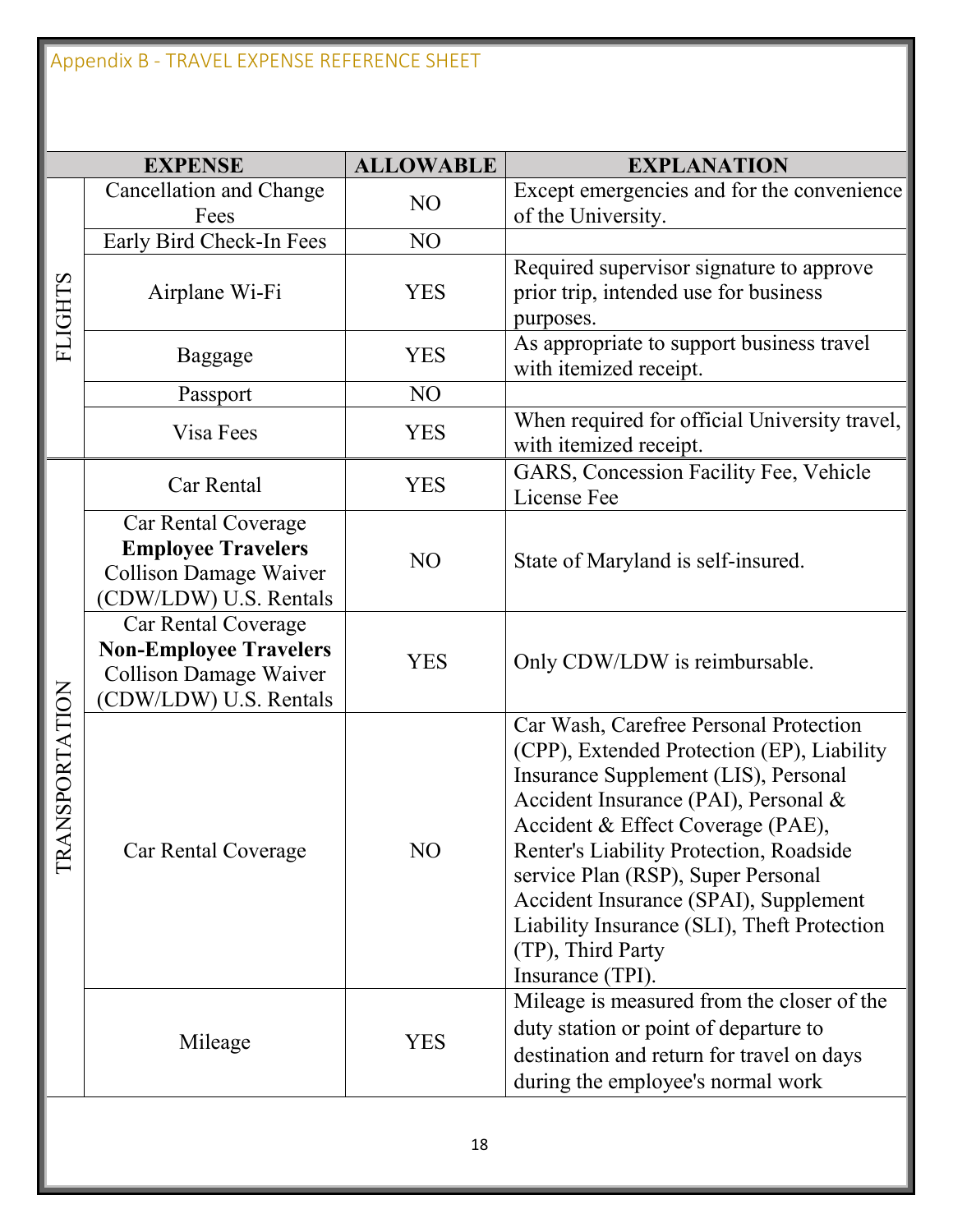Appendix B - TRAVEL EXPENSE REFERENCE SHEET

| | EXPENSE | ALLOWABLE | EXPLANATION |
|---|---|---|---|
| FLIGHTS | Cancellation and Change Fees | NO | Except emergencies and for the convenience of the University. |
| | Early Bird Check-In Fees | NO | |
| | Airplane Wi-Fi | YES | Required supervisor signature to approve prior trip, intended use for business purposes. |
| | Baggage | YES | As appropriate to support business travel with itemized receipt. |
| | Passport | NO | |
| | Visa Fees | YES | When required for official University travel, with itemized receipt. |
| TRANSPORTATION | Car Rental | YES | GARS, Concession Facility Fee, Vehicle License Fee |
| | Car Rental Coverage **Employee Travelers** Collison Damage Waiver (CDW/LDW) U.S. Rentals | NO | State of Maryland is self-insured. |
| | Car Rental Coverage **Non-Employee Travelers** Collison Damage Waiver (CDW/LDW) U.S. Rentals | YES | Only CDW/LDW is reimbursable. |
| | Car Rental Coverage | NO | Car Wash, Carefree Personal Protection (CPP), Extended Protection (EP), Liability Insurance Supplement (LIS), Personal Accident Insurance (PAI), Personal & Accident & Effect Coverage (PAE), Renter's Liability Protection, Roadside service Plan (RSP), Super Personal Accident Insurance (SPAI), Supplement Liability Insurance (SLI), Theft Protection (TP), Third Party Insurance (TPI). |
| | Mileage | YES | Mileage is measured from the closer of the duty station or point of departure to destination and return for travel on days during the employee's normal work |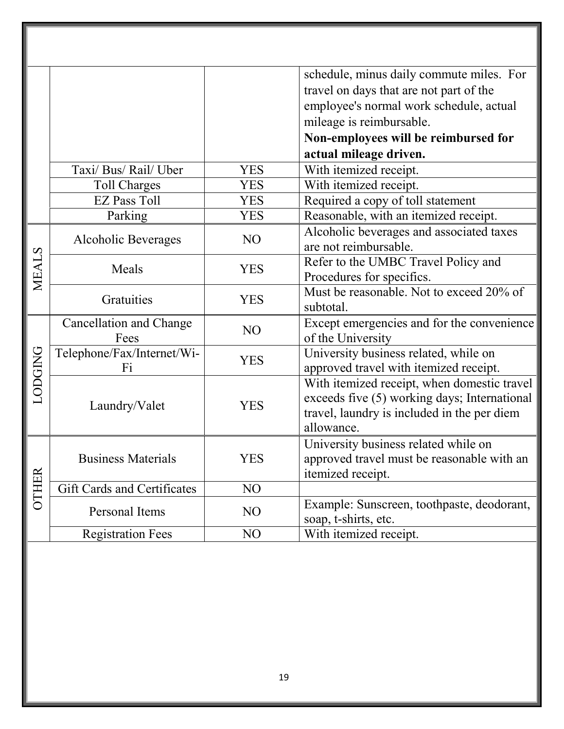| | | | |
|---|---|---|---|
| | | | schedule, minus daily commute miles. For travel on days that are not part of the employee's normal work schedule, actual mileage is reimbursable. **Non-employees will be reimbursed for actual mileage driven.** |
| | Taxi/ Bus/ Rail/ Uber | YES | With itemized receipt. |
| | Toll Charges | YES | With itemized receipt. |
| | EZ Pass Toll | YES | Required a copy of toll statement |
| | Parking | YES | Reasonable, with an itemized receipt. |
| MEALS | Alcoholic Beverages | NO | Alcoholic beverages and associated taxes are not reimbursable. |
| | Meals | YES | Refer to the UMBC Travel Policy and Procedures for specifics. |
| | Gratuities | YES | Must be reasonable. Not to exceed 20% of subtotal. |
| LODGING | Cancellation and Change Fees | NO | Except emergencies and for the convenience of the University |
| | Telephone/Fax/Internet/Wi-Fi | YES | University business related, while on approved travel with itemized receipt. |
| | Laundry/Valet | YES | With itemized receipt, when domestic travel exceeds five (5) working days; International travel, laundry is included in the per diem allowance. |
| OTHER | Business Materials | YES | University business related while on approved travel must be reasonable with an itemized receipt. |
| | Gift Cards and Certificates | NO | |
| | Personal Items | NO | Example: Sunscreen, toothpaste, deodorant, soap, t-shirts, etc. |
| | Registration Fees | NO | With itemized receipt. |